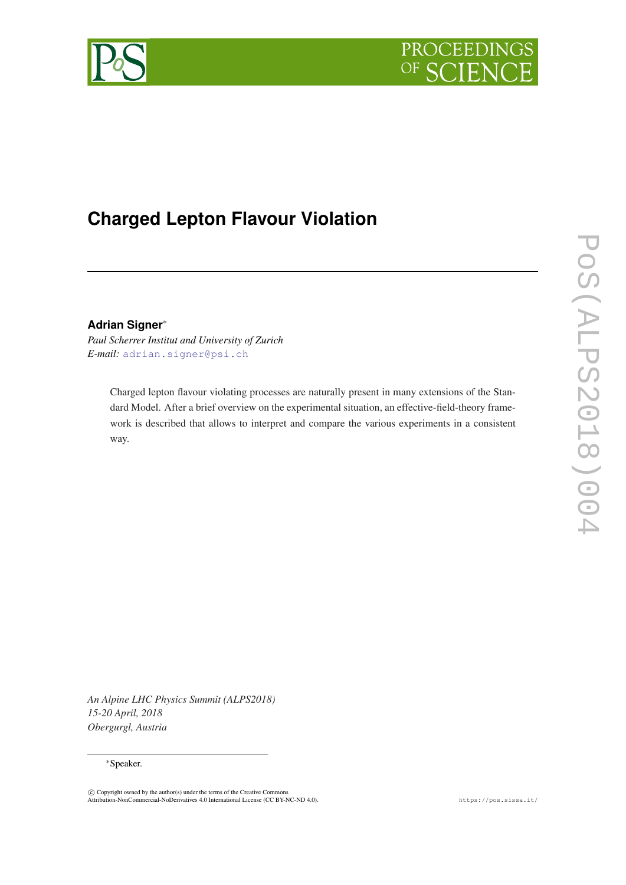# Charged Lepton Flavour Violation

**Adrian Signer***

*Paul Scherrer Institut and University of Zurich*
*E-mail:* adrian.signer@psi.ch

Charged lepton flavour violating processes are naturally present in many extensions of the Standard Model. After a brief overview on the experimental situation, an effective-field-theory framework is described that allows to interpret and compare the various experiments in a consistent way.

*An Alpine LHC Physics Summit (ALPS2018)*
*15-20 April, 2018*
*Obergurgl, Austria*

*Speaker.

© Copyright owned by the author(s) under the terms of the Creative Commons Attribution-NonCommercial-NoDerivatives 4.0 International License (CC BY-NC-ND 4.0).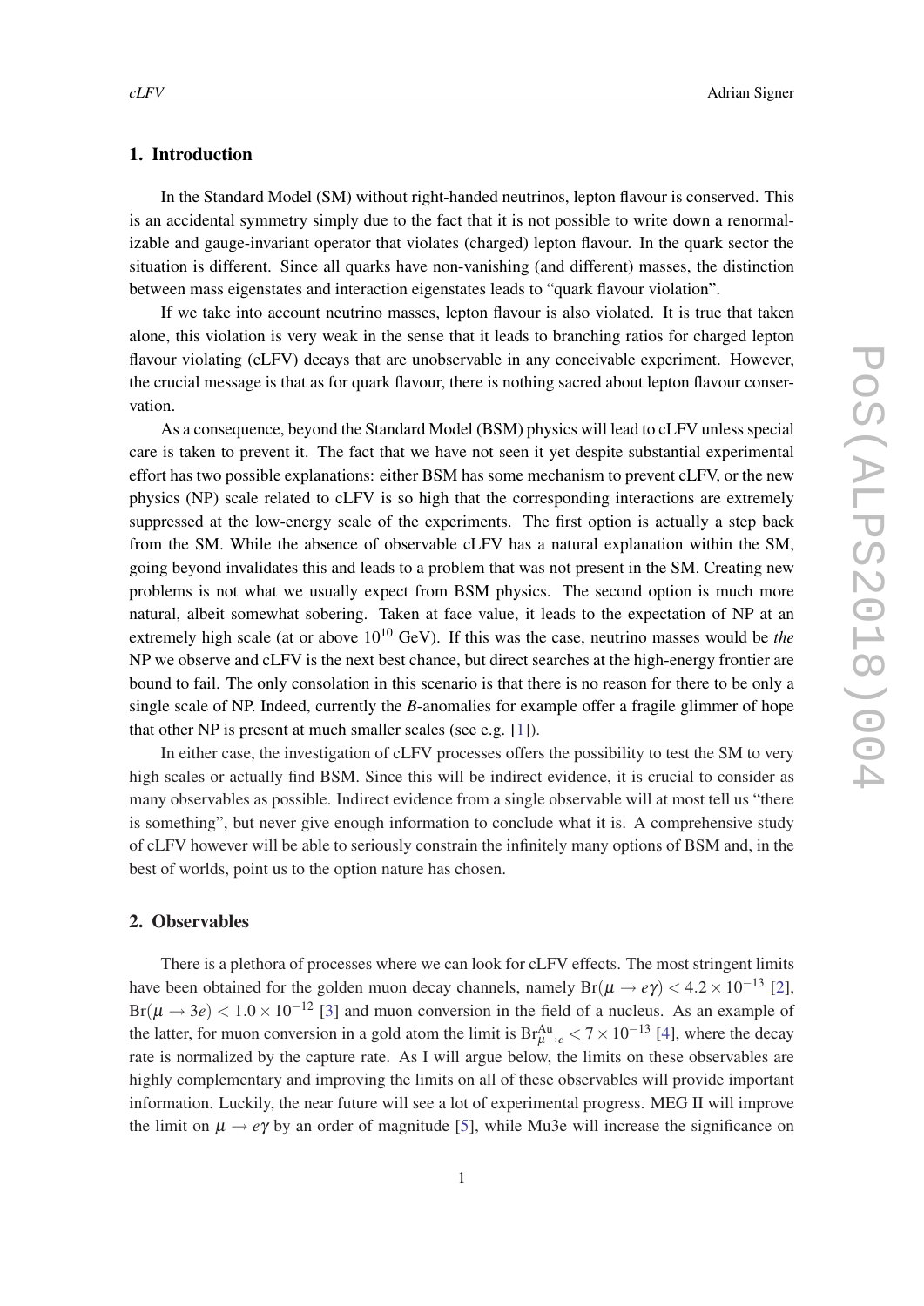## 1. Introduction

In the Standard Model (SM) without right-handed neutrinos, lepton flavour is conserved. This is an accidental symmetry simply due to the fact that it is not possible to write down a renormalizable and gauge-invariant operator that violates (charged) lepton flavour. In the quark sector the situation is different. Since all quarks have non-vanishing (and different) masses, the distinction between mass eigenstates and interaction eigenstates leads to "quark flavour violation".

If we take into account neutrino masses, lepton flavour is also violated. It is true that taken alone, this violation is very weak in the sense that it leads to branching ratios for charged lepton flavour violating (cLFV) decays that are unobservable in any conceivable experiment. However, the crucial message is that as for quark flavour, there is nothing sacred about lepton flavour conservation.

As a consequence, beyond the Standard Model (BSM) physics will lead to cLFV unless special care is taken to prevent it. The fact that we have not seen it yet despite substantial experimental effort has two possible explanations: either BSM has some mechanism to prevent cLFV, or the new physics (NP) scale related to cLFV is so high that the corresponding interactions are extremely suppressed at the low-energy scale of the experiments. The first option is actually a step back from the SM. While the absence of observable cLFV has a natural explanation within the SM, going beyond invalidates this and leads to a problem that was not present in the SM. Creating new problems is not what we usually expect from BSM physics. The second option is much more natural, albeit somewhat sobering. Taken at face value, it leads to the expectation of NP at an extremely high scale (at or above $10^{10}$ GeV). If this was the case, neutrino masses would be *the* NP we observe and cLFV is the next best chance, but direct searches at the high-energy frontier are bound to fail. The only consolation in this scenario is that there is no reason for there to be only a single scale of NP. Indeed, currently the $B$-anomalies for example offer a fragile glimmer of hope that other NP is present at much smaller scales (see e.g. [1]).

In either case, the investigation of cLFV processes offers the possibility to test the SM to very high scales or actually find BSM. Since this will be indirect evidence, it is crucial to consider as many observables as possible. Indirect evidence from a single observable will at most tell us "there is something", but never give enough information to conclude what it is. A comprehensive study of cLFV however will be able to seriously constrain the infinitely many options of BSM and, in the best of worlds, point us to the option nature has chosen.

## 2. Observables

There is a plethora of processes where we can look for cLFV effects. The most stringent limits have been obtained for the golden muon decay channels, namely $\mathrm{Br}(\mu \to e\gamma) < 4.2 \times 10^{-13}$ [2], $\mathrm{Br}(\mu \to 3e) < 1.0 \times 10^{-12}$ [3] and muon conversion in the field of a nucleus. As an example of the latter, for muon conversion in a gold atom the limit is $\mathrm{Br}^{\mathrm{Au}}_{\mu\to e} < 7 \times 10^{-13}$ [4], where the decay rate is normalized by the capture rate. As I will argue below, the limits on these observables are highly complementary and improving the limits on all of these observables will provide important information. Luckily, the near future will see a lot of experimental progress. MEG II will improve the limit on $\mu \to e\gamma$ by an order of magnitude [5], while Mu3e will increase the significance on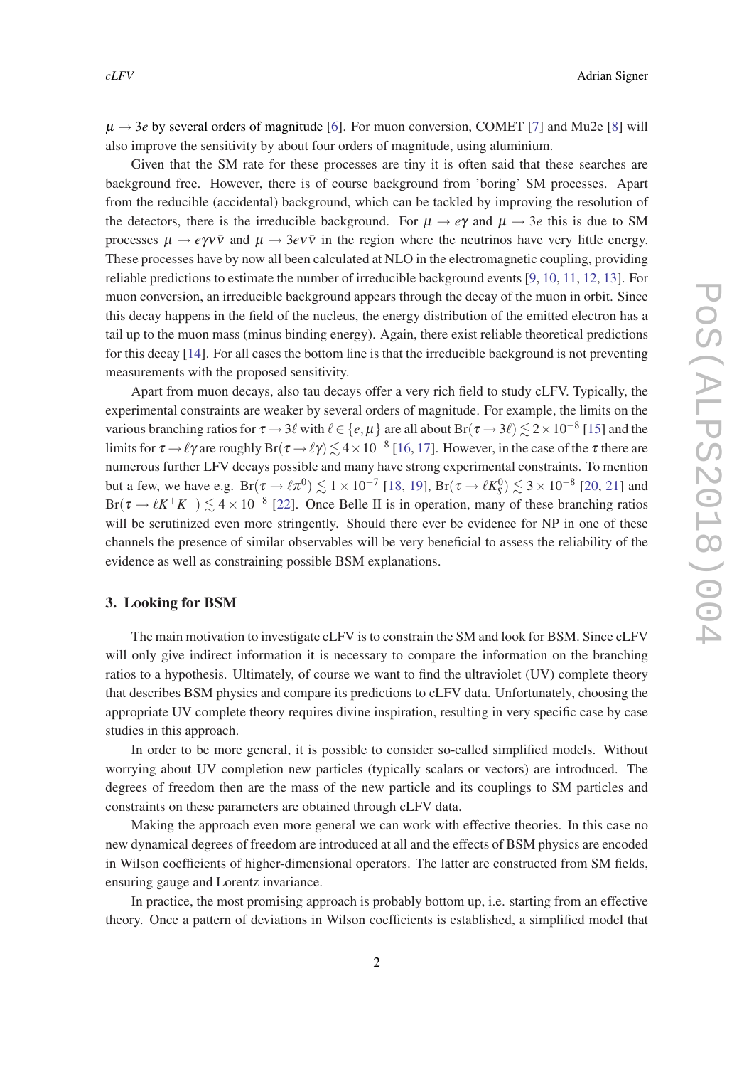$\mu \to 3e$ by several orders of magnitude [6]. For muon conversion, COMET [7] and Mu2e [8] will also improve the sensitivity by about four orders of magnitude, using aluminium.

Given that the SM rate for these processes are tiny it is often said that these searches are background free. However, there is of course background from 'boring' SM processes. Apart from the reducible (accidental) background, which can be tackled by improving the resolution of the detectors, there is the irreducible background. For $\mu \to e\gamma$ and $\mu \to 3e$ this is due to SM processes $\mu \to e\gamma\nu\bar{\nu}$ and $\mu \to 3e\nu\bar{\nu}$ in the region where the neutrinos have very little energy. These processes have by now all been calculated at NLO in the electromagnetic coupling, providing reliable predictions to estimate the number of irreducible background events [9, 10, 11, 12, 13]. For muon conversion, an irreducible background appears through the decay of the muon in orbit. Since this decay happens in the field of the nucleus, the energy distribution of the emitted electron has a tail up to the muon mass (minus binding energy). Again, there exist reliable theoretical predictions for this decay [14]. For all cases the bottom line is that the irreducible background is not preventing measurements with the proposed sensitivity.

Apart from muon decays, also tau decays offer a very rich field to study cLFV. Typically, the experimental constraints are weaker by several orders of magnitude. For example, the limits on the various branching ratios for $\tau \to 3\ell$ with $\ell \in \{e, \mu\}$ are all about $\mathrm{Br}(\tau \to 3\ell) \lesssim 2 \times 10^{-8}$ [15] and the limits for $\tau \to \ell\gamma$ are roughly $\mathrm{Br}(\tau \to \ell\gamma) \lesssim 4 \times 10^{-8}$ [16, 17]. However, in the case of the $\tau$ there are numerous further LFV decays possible and many have strong experimental constraints. To mention but a few, we have e.g. $\mathrm{Br}(\tau \to \ell\pi^0) \lesssim 1 \times 10^{-7}$ [18, 19], $\mathrm{Br}(\tau \to \ell K^0_S) \lesssim 3 \times 10^{-8}$ [20, 21] and $\mathrm{Br}(\tau \to \ell K^+K^-) \lesssim 4 \times 10^{-8}$ [22]. Once Belle II is in operation, many of these branching ratios will be scrutinized even more stringently. Should there ever be evidence for NP in one of these channels the presence of similar observables will be very beneficial to assess the reliability of the evidence as well as constraining possible BSM explanations.

## 3. Looking for BSM

The main motivation to investigate cLFV is to constrain the SM and look for BSM. Since cLFV will only give indirect information it is necessary to compare the information on the branching ratios to a hypothesis. Ultimately, of course we want to find the ultraviolet (UV) complete theory that describes BSM physics and compare its predictions to cLFV data. Unfortunately, choosing the appropriate UV complete theory requires divine inspiration, resulting in very specific case by case studies in this approach.

In order to be more general, it is possible to consider so-called simplified models. Without worrying about UV completion new particles (typically scalars or vectors) are introduced. The degrees of freedom then are the mass of the new particle and its couplings to SM particles and constraints on these parameters are obtained through cLFV data.

Making the approach even more general we can work with effective theories. In this case no new dynamical degrees of freedom are introduced at all and the effects of BSM physics are encoded in Wilson coefficients of higher-dimensional operators. The latter are constructed from SM fields, ensuring gauge and Lorentz invariance.

In practice, the most promising approach is probably bottom up, i.e. starting from an effective theory. Once a pattern of deviations in Wilson coefficients is established, a simplified model that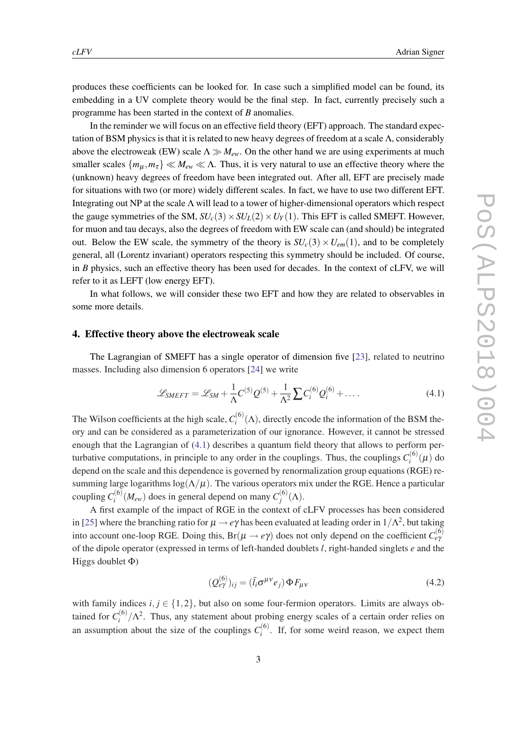produces these coefficients can be looked for. In case such a simplified model can be found, its embedding in a UV complete theory would be the final step. In fact, currently precisely such a programme has been started in the context of *B* anomalies.

In the reminder we will focus on an effective field theory (EFT) approach. The standard expectation of BSM physics is that it is related to new heavy degrees of freedom at a scale $\Lambda$, considerably above the electroweak (EW) scale $\Lambda \gg M_{ew}$. On the other hand we are using experiments at much smaller scales $\{m_\mu, m_\tau\} \ll M_{ew} \ll \Lambda$. Thus, it is very natural to use an effective theory where the (unknown) heavy degrees of freedom have been integrated out. After all, EFT are precisely made for situations with two (or more) widely different scales. In fact, we have to use two different EFT. Integrating out NP at the scale $\Lambda$ will lead to a tower of higher-dimensional operators which respect the gauge symmetries of the SM, $SU_c(3) \times SU_L(2) \times U_Y(1)$. This EFT is called SMEFT. However, for muon and tau decays, also the degrees of freedom with EW scale can (and should) be integrated out. Below the EW scale, the symmetry of the theory is $SU_c(3) \times U_{em}(1)$, and to be completely general, all (Lorentz invariant) operators respecting this symmetry should be included. Of course, in *B* physics, such an effective theory has been used for decades. In the context of cLFV, we will refer to it as LEFT (low energy EFT).

In what follows, we will consider these two EFT and how they are related to observables in some more details.

## 4. Effective theory above the electroweak scale

The Lagrangian of SMEFT has a single operator of dimension five [23], related to neutrino masses. Including also dimension 6 operators [24] we write

$$\mathscr{L}_{SMEFT} = \mathscr{L}_{SM} + \frac{1}{\Lambda} C^{(5)} Q^{(5)} + \frac{1}{\Lambda^2} \sum C_i^{(6)} Q_i^{(6)} + \dots \tag{4.1}$$

The Wilson coefficients at the high scale, $C_i^{(6)}(\Lambda)$, directly encode the information of the BSM theory and can be considered as a parameterization of our ignorance. However, it cannot be stressed enough that the Lagrangian of (4.1) describes a quantum field theory that allows to perform perturbative computations, in principle to any order in the couplings. Thus, the couplings $C_i^{(6)}(\mu)$ do depend on the scale and this dependence is governed by renormalization group equations (RGE) resumming large logarithms $\log(\Lambda/\mu)$. The various operators mix under the RGE. Hence a particular coupling $C_i^{(6)}(M_{ew})$ does in general depend on many $C_j^{(6)}(\Lambda)$.

A first example of the impact of RGE in the context of cLFV processes has been considered in [25] where the branching ratio for $\mu \to e\gamma$ has been evaluated at leading order in $1/\Lambda^2$, but taking into account one-loop RGE. Doing this, $\mathrm{Br}(\mu \to e\gamma)$ does not only depend on the coefficient $C_{e\gamma}^{(6)}$ of the dipole operator (expressed in terms of left-handed doublets $l$, right-handed singlets $e$ and the Higgs doublet $\Phi$)

$$(Q_{e\gamma}^{(6)})_{ij} = (\bar{l}_i \sigma^{\mu\nu} e_j)\, \Phi F_{\mu\nu} \tag{4.2}$$

with family indices $i, j \in \{1, 2\}$, but also on some four-fermion operators. Limits are always obtained for $C_i^{(6)}/\Lambda^2$. Thus, any statement about probing energy scales of a certain order relies on an assumption about the size of the couplings $C_i^{(6)}$. If, for some weird reason, we expect them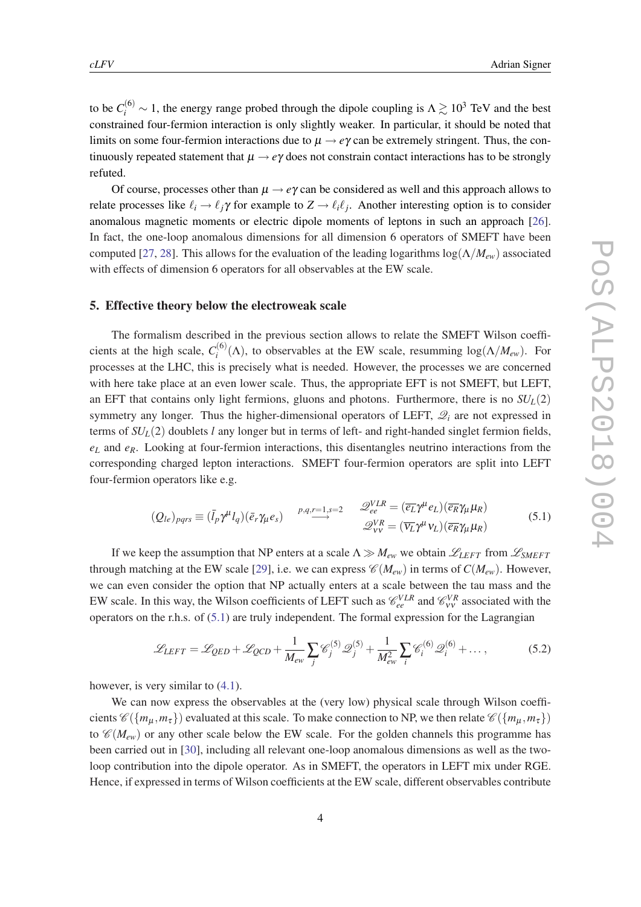to be $C_i^{(6)} \sim 1$, the energy range probed through the dipole coupling is $\Lambda \gtrsim 10^3$ TeV and the best constrained four-fermion interaction is only slightly weaker. In particular, it should be noted that limits on some four-fermion interactions due to $\mu \to e\gamma$ can be extremely stringent. Thus, the continuously repeated statement that $\mu \to e\gamma$ does not constrain contact interactions has to be strongly refuted.

Of course, processes other than $\mu \to e\gamma$ can be considered as well and this approach allows to relate processes like $\ell_i \to \ell_j\gamma$ for example to $Z \to \ell_i\ell_j$. Another interesting option is to consider anomalous magnetic moments or electric dipole moments of leptons in such an approach [26]. In fact, the one-loop anomalous dimensions for all dimension 6 operators of SMEFT have been computed [27, 28]. This allows for the evaluation of the leading logarithms $\log(\Lambda/M_{ew})$ associated with effects of dimension 6 operators for all observables at the EW scale.

## 5. Effective theory below the electroweak scale

The formalism described in the previous section allows to relate the SMEFT Wilson coefficients at the high scale, $C_i^{(6)}(\Lambda)$, to observables at the EW scale, resumming $\log(\Lambda/M_{ew})$. For processes at the LHC, this is precisely what is needed. However, the processes we are concerned with here take place at an even lower scale. Thus, the appropriate EFT is not SMEFT, but LEFT, an EFT that contains only light fermions, gluons and photons. Furthermore, there is no $SU_L(2)$ symmetry any longer. Thus the higher-dimensional operators of LEFT, $\mathscr{Q}_i$ are not expressed in terms of $SU_L(2)$ doublets $l$ any longer but in terms of left- and right-handed singlet fermion fields, $e_L$ and $e_R$. Looking at four-fermion interactions, this disentangles neutrino interactions from the corresponding charged lepton interactions. SMEFT four-fermion operators are split into LEFT four-fermion operators like e.g.

$$(Q_{le})_{pqrs} \equiv (\bar{l}_p \gamma^\mu l_q)(\bar{e}_r \gamma_\mu e_s) \quad \xrightarrow{p,q,r=1,s=2} \quad \begin{aligned} \mathscr{Q}_{ee}^{VLR} &= (\overline{e_L}\gamma^\mu e_L)(\overline{e_R}\gamma_\mu \mu_R) \\ \mathscr{Q}_{\nu\nu}^{VR} &= (\overline{\nu_L}\gamma^\mu \nu_L)(\overline{e_R}\gamma_\mu \mu_R) \end{aligned} \tag{5.1}$$

If we keep the assumption that NP enters at a scale $\Lambda \gg M_{ew}$ we obtain $\mathscr{L}_{LEFT}$ from $\mathscr{L}_{SMEFT}$ through matching at the EW scale [29], i.e. we can express $\mathscr{C}(M_{ew})$ in terms of $C(M_{ew})$. However, we can even consider the option that NP actually enters at a scale between the tau mass and the EW scale. In this way, the Wilson coefficients of LEFT such as $\mathscr{C}_{ee}^{VLR}$ and $\mathscr{C}_{\nu\nu}^{VR}$ associated with the operators on the r.h.s. of (5.1) are truly independent. The formal expression for the Lagrangian

$$\mathscr{L}_{LEFT} = \mathscr{L}_{QED} + \mathscr{L}_{QCD} + \frac{1}{M_{ew}}\sum_j \mathscr{C}_j^{(5)}\,\mathscr{Q}_j^{(5)} + \frac{1}{M_{ew}^2}\sum_i \mathscr{C}_i^{(6)}\,\mathscr{Q}_i^{(6)} + \dots, \tag{5.2}$$

however, is very similar to (4.1).

We can now express the observables at the (very low) physical scale through Wilson coefficients $\mathscr{C}(\{m_\mu, m_\tau\})$ evaluated at this scale. To make connection to NP, we then relate $\mathscr{C}(\{m_\mu, m_\tau\})$ to $\mathscr{C}(M_{ew})$ or any other scale below the EW scale. For the golden channels this programme has been carried out in [30], including all relevant one-loop anomalous dimensions as well as the two-loop contribution into the dipole operator. As in SMEFT, the operators in LEFT mix under RGE. Hence, if expressed in terms of Wilson coefficients at the EW scale, different observables contribute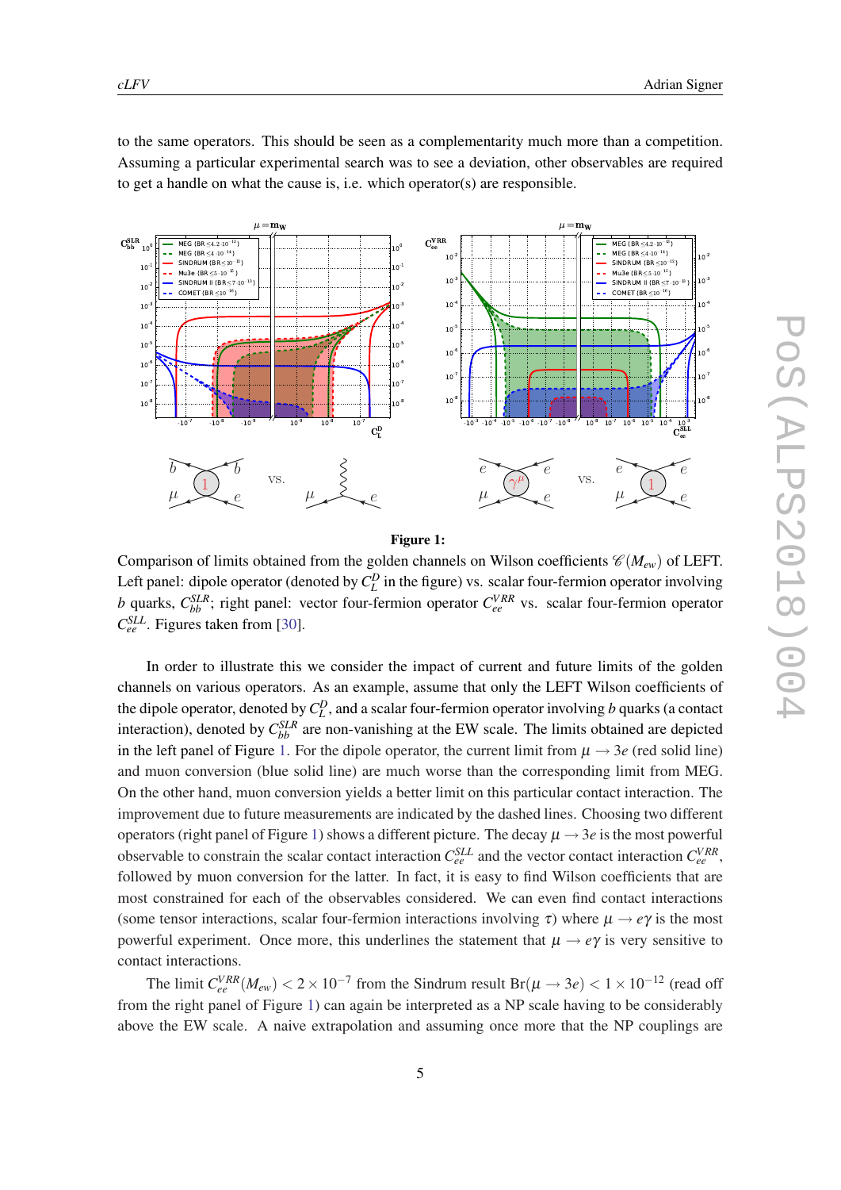to the same operators. This should be seen as a complementarity much more than a competition. Assuming a particular experimental search was to see a deviation, other observables are required to get a handle on what the cause is, i.e. which operator(s) are responsible.

**Figure 1:** Comparison of limits obtained from the golden channels on Wilson coefficients $\mathscr{C}(M_{ew})$ of LEFT. Left panel: dipole operator (denoted by $C_L^D$ in the figure) vs. scalar four-fermion operator involving $b$ quarks, $C_{bb}^{SLR}$; right panel: vector four-fermion operator $C_{ee}^{VRR}$ vs. scalar four-fermion operator $C_{ee}^{SLL}$. Figures taken from [30].

In order to illustrate this we consider the impact of current and future limits of the golden channels on various operators. As an example, assume that only the LEFT Wilson coefficients of the dipole operator, denoted by $C_L^D$, and a scalar four-fermion operator involving $b$ quarks (a contact interaction), denoted by $C_{bb}^{SLR}$ are non-vanishing at the EW scale. The limits obtained are depicted in the left panel of Figure 1. For the dipole operator, the current limit from $\mu \to 3e$ (red solid line) and muon conversion (blue solid line) are much worse than the corresponding limit from MEG. On the other hand, muon conversion yields a better limit on this particular contact interaction. The improvement due to future measurements are indicated by the dashed lines. Choosing two different operators (right panel of Figure 1) shows a different picture. The decay $\mu \to 3e$ is the most powerful observable to constrain the scalar contact interaction $C_{ee}^{SLL}$ and the vector contact interaction $C_{ee}^{VRR}$, followed by muon conversion for the latter. In fact, it is easy to find Wilson coefficients that are most constrained for each of the observables considered. We can even find contact interactions (some tensor interactions, scalar four-fermion interactions involving $\tau$) where $\mu \to e\gamma$ is the most powerful experiment. Once more, this underlines the statement that $\mu \to e\gamma$ is very sensitive to contact interactions.

The limit $C_{ee}^{VRR}(M_{ew}) < 2 \times 10^{-7}$ from the Sindrum result $\text{Br}(\mu \to 3e) < 1 \times 10^{-12}$ (read off from the right panel of Figure 1) can again be interpreted as a NP scale having to be considerably above the EW scale. A naive extrapolation and assuming once more that the NP couplings are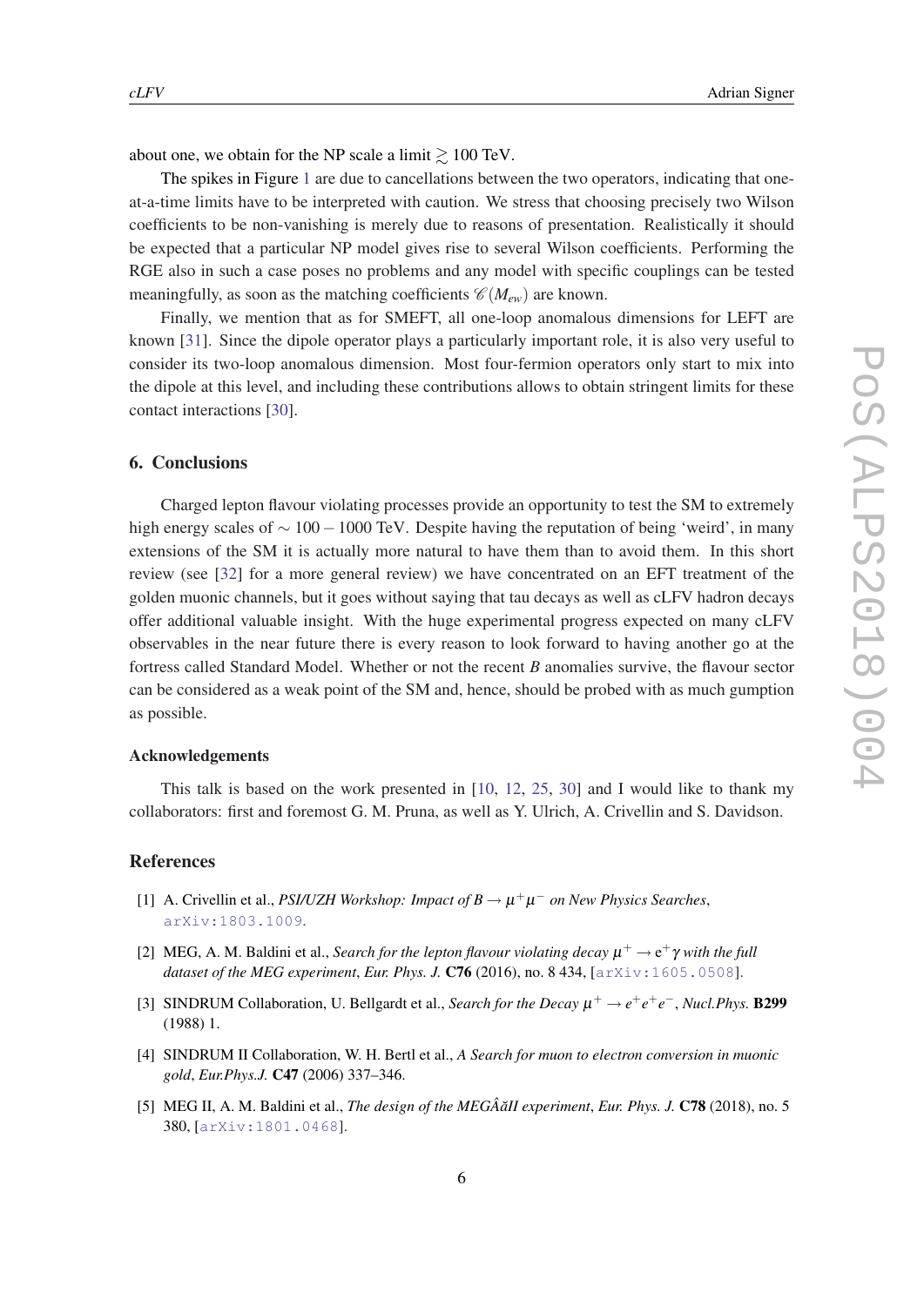about one, we obtain for the NP scale a limit $\gtrsim 100$ TeV.

The spikes in Figure 1 are due to cancellations between the two operators, indicating that one-at-a-time limits have to be interpreted with caution. We stress that choosing precisely two Wilson coefficients to be non-vanishing is merely due to reasons of presentation. Realistically it should be expected that a particular NP model gives rise to several Wilson coefficients. Performing the RGE also in such a case poses no problems and any model with specific couplings can be tested meaningfully, as soon as the matching coefficients $\mathscr{C}(M_{ew})$ are known.

Finally, we mention that as for SMEFT, all one-loop anomalous dimensions for LEFT are known [31]. Since the dipole operator plays a particularly important role, it is also very useful to consider its two-loop anomalous dimension. Most four-fermion operators only start to mix into the dipole at this level, and including these contributions allows to obtain stringent limits for these contact interactions [30].

## 6. Conclusions

Charged lepton flavour violating processes provide an opportunity to test the SM to extremely high energy scales of $\sim 100-1000$ TeV. Despite having the reputation of being 'weird', in many extensions of the SM it is actually more natural to have them than to avoid them. In this short review (see [32] for a more general review) we have concentrated on an EFT treatment of the golden muonic channels, but it goes without saying that tau decays as well as cLFV hadron decays offer additional valuable insight. With the huge experimental progress expected on many cLFV observables in the near future there is every reason to look forward to having another go at the fortress called Standard Model. Whether or not the recent $B$ anomalies survive, the flavour sector can be considered as a weak point of the SM and, hence, should be probed with as much gumption as possible.

### Acknowledgements

This talk is based on the work presented in [10, 12, 25, 30] and I would like to thank my collaborators: first and foremost G. M. Pruna, as well as Y. Ulrich, A. Crivellin and S. Davidson.

## References

[1] A. Crivellin et al., *PSI/UZH Workshop: Impact of $B \to \mu^+\mu^-$ on New Physics Searches*, arXiv:1803.1009.

[2] MEG, A. M. Baldini et al., *Search for the lepton flavour violating decay $\mu^+ \to e^+\gamma$ with the full dataset of the MEG experiment*, *Eur. Phys. J.* **C76** (2016), no. 8 434, [arXiv:1605.0508].

[3] SINDRUM Collaboration, U. Bellgardt et al., *Search for the Decay $\mu^+ \to e^+e^+e^-$*, *Nucl.Phys.* **B299** (1988) 1.

[4] SINDRUM II Collaboration, W. H. Bertl et al., *A Search for muon to electron conversion in muonic gold*, *Eur.Phys.J.* **C47** (2006) 337–346.

[5] MEG II, A. M. Baldini et al., *The design of the MEGÂăII experiment*, *Eur. Phys. J.* **C78** (2018), no. 5 380, [arXiv:1801.0468].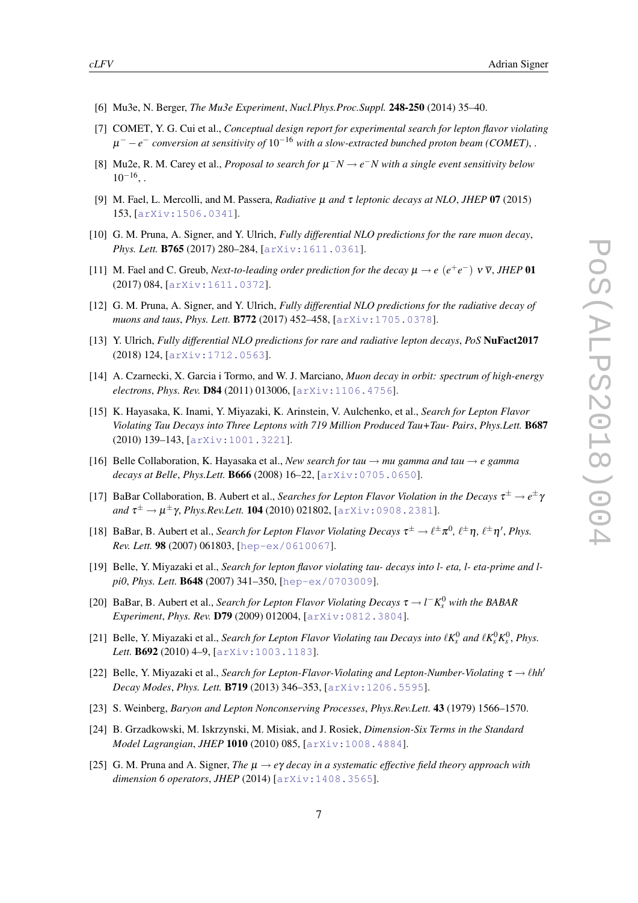[6] Mu3e, N. Berger, *The Mu3e Experiment*, *Nucl.Phys.Proc.Suppl.* **248-250** (2014) 35–40.

[7] COMET, Y. G. Cui et al., *Conceptual design report for experimental search for lepton flavor violating $\mu^- - e^-$ conversion at sensitivity of $10^{-16}$ with a slow-extracted bunched proton beam (COMET)*, .

[8] Mu2e, R. M. Carey et al., *Proposal to search for $\mu^- N \to e^- N$ with a single event sensitivity below $10^{-16}$*, .

[9] M. Fael, L. Mercolli, and M. Passera, *Radiative $\mu$ and $\tau$ leptonic decays at NLO*, *JHEP* **07** (2015) 153, [arXiv:1506.0341].

[10] G. M. Pruna, A. Signer, and Y. Ulrich, *Fully differential NLO predictions for the rare muon decay*, *Phys. Lett.* **B765** (2017) 280–284, [arXiv:1611.0361].

[11] M. Fael and C. Greub, *Next-to-leading order prediction for the decay $\mu \to e\,(e^+e^-)\,\nu\,\bar{\nu}$*, *JHEP* **01** (2017) 084, [arXiv:1611.0372].

[12] G. M. Pruna, A. Signer, and Y. Ulrich, *Fully differential NLO predictions for the radiative decay of muons and taus*, *Phys. Lett.* **B772** (2017) 452–458, [arXiv:1705.0378].

[13] Y. Ulrich, *Fully differential NLO predictions for rare and radiative lepton decays*, *PoS* **NuFact2017** (2018) 124, [arXiv:1712.0563].

[14] A. Czarnecki, X. Garcia i Tormo, and W. J. Marciano, *Muon decay in orbit: spectrum of high-energy electrons*, *Phys. Rev.* **D84** (2011) 013006, [arXiv:1106.4756].

[15] K. Hayasaka, K. Inami, Y. Miyazaki, K. Arinstein, V. Aulchenko, et al., *Search for Lepton Flavor Violating Tau Decays into Three Leptons with 719 Million Produced Tau+Tau- Pairs*, *Phys.Lett.* **B687** (2010) 139–143, [arXiv:1001.3221].

[16] Belle Collaboration, K. Hayasaka et al., *New search for tau → mu gamma and tau → e gamma decays at Belle*, *Phys.Lett.* **B666** (2008) 16–22, [arXiv:0705.0650].

[17] BaBar Collaboration, B. Aubert et al., *Searches for Lepton Flavor Violation in the Decays $\tau^\pm \to e^\pm\gamma$ and $\tau^\pm \to \mu^\pm\gamma$*, *Phys.Rev.Lett.* **104** (2010) 021802, [arXiv:0908.2381].

[18] BaBar, B. Aubert et al., *Search for Lepton Flavor Violating Decays $\tau^\pm \to \ell^\pm\pi^0$, $\ell^\pm\eta$, $\ell^\pm\eta'$*, *Phys. Rev. Lett.* **98** (2007) 061803, [hep-ex/0610067].

[19] Belle, Y. Miyazaki et al., *Search for lepton flavor violating tau- decays into l- eta, l- eta-prime and l- pi0*, *Phys. Lett.* **B648** (2007) 341–350, [hep-ex/0703009].

[20] BaBar, B. Aubert et al., *Search for Lepton Flavor Violating Decays $\tau \to l^- K^0_s$ with the BABAR Experiment*, *Phys. Rev.* **D79** (2009) 012004, [arXiv:0812.3804].

[21] Belle, Y. Miyazaki et al., *Search for Lepton Flavor Violating tau Decays into $\ell K^0_s$ and $\ell K^0_s K^0_s$*, *Phys. Lett.* **B692** (2010) 4–9, [arXiv:1003.1183].

[22] Belle, Y. Miyazaki et al., *Search for Lepton-Flavor-Violating and Lepton-Number-Violating $\tau \to \ell hh'$ Decay Modes*, *Phys. Lett.* **B719** (2013) 346–353, [arXiv:1206.5595].

[23] S. Weinberg, *Baryon and Lepton Nonconserving Processes*, *Phys.Rev.Lett.* **43** (1979) 1566–1570.

[24] B. Grzadkowski, M. Iskrzynski, M. Misiak, and J. Rosiek, *Dimension-Six Terms in the Standard Model Lagrangian*, *JHEP* **1010** (2010) 085, [arXiv:1008.4884].

[25] G. M. Pruna and A. Signer, *The $\mu \to e\gamma$ decay in a systematic effective field theory approach with dimension 6 operators*, *JHEP* (2014) [arXiv:1408.3565].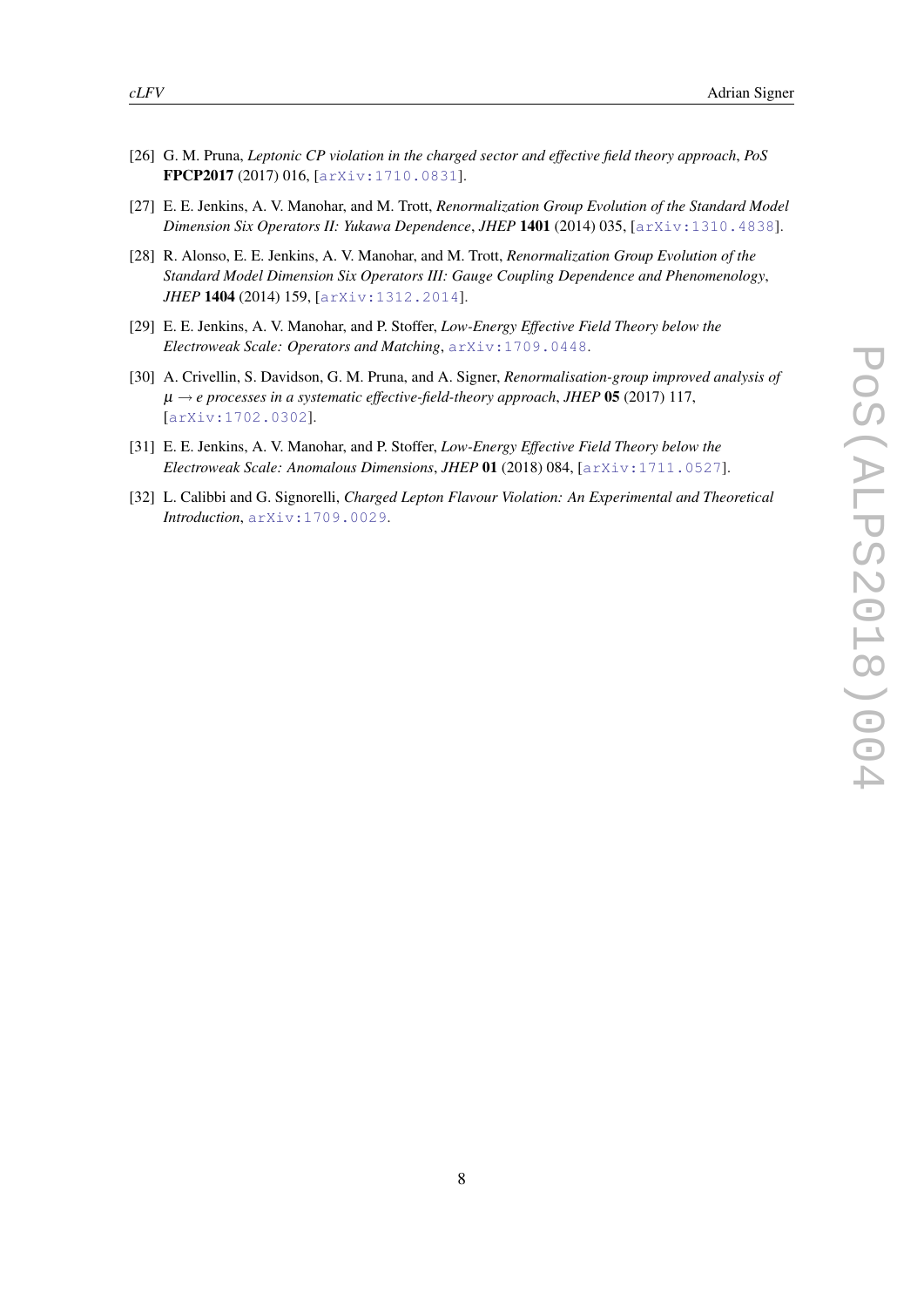[26] G. M. Pruna, *Leptonic CP violation in the charged sector and effective field theory approach*, *PoS* **FPCP2017** (2017) 016, [arXiv:1710.0831].

[27] E. E. Jenkins, A. V. Manohar, and M. Trott, *Renormalization Group Evolution of the Standard Model Dimension Six Operators II: Yukawa Dependence*, *JHEP* **1401** (2014) 035, [arXiv:1310.4838].

[28] R. Alonso, E. E. Jenkins, A. V. Manohar, and M. Trott, *Renormalization Group Evolution of the Standard Model Dimension Six Operators III: Gauge Coupling Dependence and Phenomenology*, *JHEP* **1404** (2014) 159, [arXiv:1312.2014].

[29] E. E. Jenkins, A. V. Manohar, and P. Stoffer, *Low-Energy Effective Field Theory below the Electroweak Scale: Operators and Matching*, arXiv:1709.0448.

[30] A. Crivellin, S. Davidson, G. M. Pruna, and A. Signer, *Renormalisation-group improved analysis of $\mu \to e$ processes in a systematic effective-field-theory approach*, *JHEP* **05** (2017) 117, [arXiv:1702.0302].

[31] E. E. Jenkins, A. V. Manohar, and P. Stoffer, *Low-Energy Effective Field Theory below the Electroweak Scale: Anomalous Dimensions*, *JHEP* **01** (2018) 084, [arXiv:1711.0527].

[32] L. Calibbi and G. Signorelli, *Charged Lepton Flavour Violation: An Experimental and Theoretical Introduction*, arXiv:1709.0029.